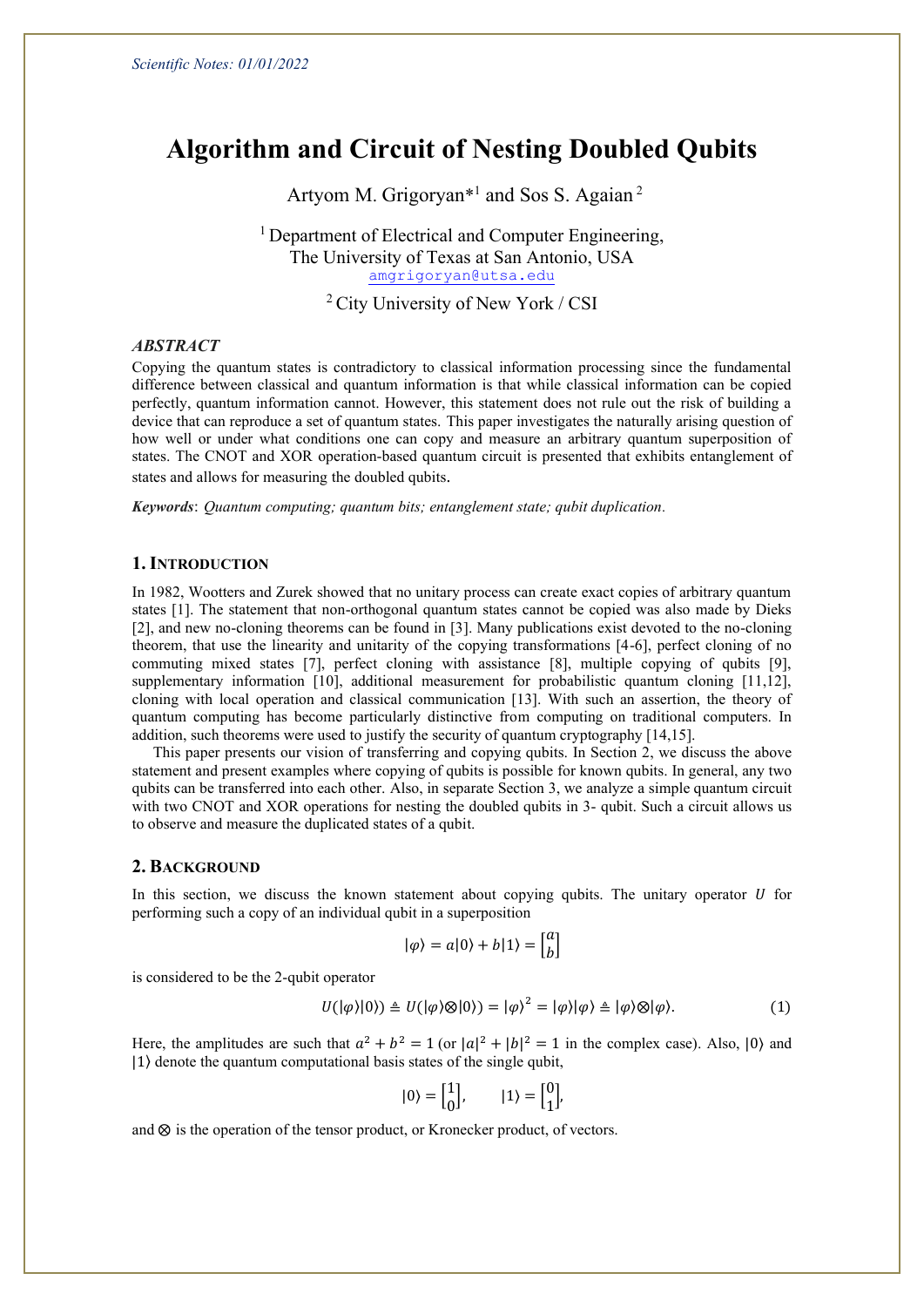*Scientific Notes: 01/01/2022*

# Algorithm and Circuit of Nesting Doubled Qubits

Artyom M. Grigoryan*[1] and Sos S. Agaian[2]

[1] Department of Electrical and Computer Engineering,
The University of Texas at San Antonio, USA
amgrigoryan@utsa.edu

[2] City University of New York / CSI

### *ABSTRACT*

Copying the quantum states is contradictory to classical information processing since the fundamental difference between classical and quantum information is that while classical information can be copied perfectly, quantum information cannot. However, this statement does not rule out the risk of building a device that can reproduce a set of quantum states. This paper investigates the naturally arising question of how well or under what conditions one can copy and measure an arbitrary quantum superposition of states. The CNOT and XOR operation-based quantum circuit is presented that exhibits entanglement of states and allows for measuring the doubled qubits.

***Keywords***: *Quantum computing; quantum bits; entanglement state; qubit duplication.*

## 1. Introduction

In 1982, Wootters and Zurek showed that no unitary process can create exact copies of arbitrary quantum states [1]. The statement that non-orthogonal quantum states cannot be copied was also made by Dieks [2], and new no-cloning theorems can be found in [3]. Many publications exist devoted to the no-cloning theorem, that use the linearity and unitarity of the copying transformations [4-6], perfect cloning of no commuting mixed states [7], perfect cloning with assistance [8], multiple copying of qubits [9], supplementary information [10], additional measurement for probabilistic quantum cloning [11,12], cloning with local operation and classical communication [13]. With such an assertion, the theory of quantum computing has become particularly distinctive from computing on traditional computers. In addition, such theorems were used to justify the security of quantum cryptography [14,15].

This paper presents our vision of transferring and copying qubits. In Section 2, we discuss the above statement and present examples where copying of qubits is possible for known qubits. In general, any two qubits can be transferred into each other. Also, in separate Section 3, we analyze a simple quantum circuit with two CNOT and XOR operations for nesting the doubled qubits in 3- qubit. Such a circuit allows us to observe and measure the duplicated states of a qubit.

## 2. Background

In this section, we discuss the known statement about copying qubits. The unitary operator $U$ for performing such a copy of an individual qubit in a superposition

$$|\varphi\rangle = a|0\rangle + b|1\rangle = \begin{bmatrix} a \\ b \end{bmatrix}$$

is considered to be the 2-qubit operator

$$U(|\varphi\rangle|0\rangle) \triangleq U(|\varphi\rangle\otimes|0\rangle) = |\varphi\rangle^2 = |\varphi\rangle|\varphi\rangle \triangleq |\varphi\rangle\otimes|\varphi\rangle. \tag{1}$$

Here, the amplitudes are such that $a^2 + b^2 = 1$ (or $|a|^2 + |b|^2 = 1$ in the complex case). Also, $|0\rangle$ and $|1\rangle$ denote the quantum computational basis states of the single qubit,

$$|0\rangle = \begin{bmatrix} 1 \\ 0 \end{bmatrix}, \qquad |1\rangle = \begin{bmatrix} 0 \\ 1 \end{bmatrix},$$

and $\otimes$ is the operation of the tensor product, or Kronecker product, of vectors.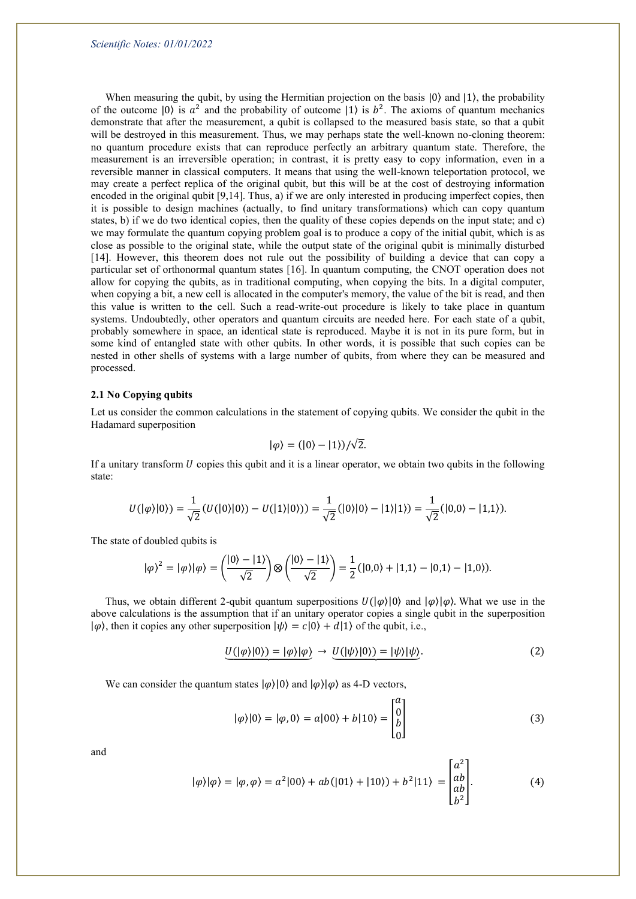When measuring the qubit, by using the Hermitian projection on the basis $|0\rangle$ and $|1\rangle$, the probability of the outcome $|0\rangle$ is $a^2$ and the probability of outcome $|1\rangle$ is $b^2$. The axioms of quantum mechanics demonstrate that after the measurement, a qubit is collapsed to the measured basis state, so that a qubit will be destroyed in this measurement. Thus, we may perhaps state the well-known no-cloning theorem: no quantum procedure exists that can reproduce perfectly an arbitrary quantum state. Therefore, the measurement is an irreversible operation; in contrast, it is pretty easy to copy information, even in a reversible manner in classical computers. It means that using the well-known teleportation protocol, we may create a perfect replica of the original qubit, but this will be at the cost of destroying information encoded in the original qubit [9,14]. Thus, a) if we are only interested in producing imperfect copies, then it is possible to design machines (actually, to find unitary transformations) which can copy quantum states, b) if we do two identical copies, then the quality of these copies depends on the input state; and c) we may formulate the quantum copying problem goal is to produce a copy of the initial qubit, which is as close as possible to the original state, while the output state of the original qubit is minimally disturbed [14]. However, this theorem does not rule out the possibility of building a device that can copy a particular set of orthonormal quantum states [16]. In quantum computing, the CNOT operation does not allow for copying the qubits, as in traditional computing, when copying the bits. In a digital computer, when copying a bit, a new cell is allocated in the computer's memory, the value of the bit is read, and then this value is written to the cell. Such a read-write-out procedure is likely to take place in quantum systems. Undoubtedly, other operators and quantum circuits are needed here. For each state of a qubit, probably somewhere in space, an identical state is reproduced. Maybe it is not in its pure form, but in some kind of entangled state with other qubits. In other words, it is possible that such copies can be nested in other shells of systems with a large number of qubits, from where they can be measured and processed.

### 2.1 No Copying qubits

Let us consider the common calculations in the statement of copying qubits. We consider the qubit in the Hadamard superposition

$$|\varphi\rangle = (|0\rangle - |1\rangle)/\sqrt{2}.$$

If a unitary transform $U$ copies this qubit and it is a linear operator, we obtain two qubits in the following state:

$$U(|\varphi\rangle|0\rangle) = \frac{1}{\sqrt{2}}(U(|0\rangle|0\rangle) - U(|1\rangle|0\rangle)) = \frac{1}{\sqrt{2}}(|0\rangle|0\rangle - |1\rangle|1\rangle) = \frac{1}{\sqrt{2}}(|0,0\rangle - |1,1\rangle).$$

The state of doubled qubits is

$$|\varphi\rangle^2 = |\varphi\rangle|\varphi\rangle = \left(\frac{|0\rangle - |1\rangle}{\sqrt{2}}\right) \otimes \left(\frac{|0\rangle - |1\rangle}{\sqrt{2}}\right) = \frac{1}{2}(|0,0\rangle + |1,1\rangle - |0,1\rangle - |1,0\rangle).$$

Thus, we obtain different 2-qubit quantum superpositions $U(|\varphi\rangle|0\rangle$ and $|\varphi\rangle|\varphi\rangle$. What we use in the above calculations is the assumption that if an unitary operator copies a single qubit in the superposition $|\varphi\rangle$, then it copies any other superposition $|\psi\rangle = c|0\rangle + d|1\rangle$ of the qubit, i.e.,

$$\underbrace{U(|\varphi\rangle|0\rangle) = |\varphi\rangle|\varphi\rangle}\ \rightarrow\ \underbrace{U(|\psi\rangle|0\rangle) = |\psi\rangle|\psi\rangle}. \tag{2}$$

We can consider the quantum states $|\varphi\rangle|0\rangle$ and $|\varphi\rangle|\varphi\rangle$ as 4-D vectors,

$$|\varphi\rangle|0\rangle = |\varphi, 0\rangle = a|00\rangle + b|10\rangle = \begin{bmatrix} a \\ 0 \\ b \\ 0 \end{bmatrix} \tag{3}$$

and

$$|\varphi\rangle|\varphi\rangle = |\varphi, \varphi\rangle = a^2|00\rangle + ab(|01\rangle + |10\rangle) + b^2|11\rangle = \begin{bmatrix} a^2 \\ ab \\ ab \\ b^2 \end{bmatrix}. \tag{4}$$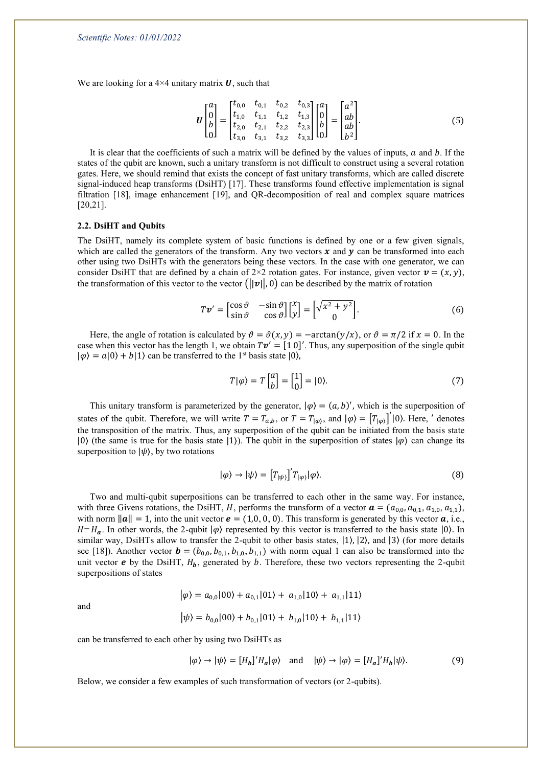We are looking for a 4×4 unitary matrix $\boldsymbol{U}$, such that

$$\boldsymbol{U}\begin{bmatrix} a \\ 0 \\ b \\ 0 \end{bmatrix} = \begin{bmatrix} t_{0,0} & t_{0,1} & t_{0,2} & t_{0,3} \\ t_{1,0} & t_{1,1} & t_{1,2} & t_{1,3} \\ t_{2,0} & t_{2,1} & t_{2,2} & t_{2,3} \\ t_{3,0} & t_{3,1} & t_{3,2} & t_{3,3} \end{bmatrix}\begin{bmatrix} a \\ 0 \\ b \\ 0 \end{bmatrix} = \begin{bmatrix} a^2 \\ ab \\ ab \\ b^2 \end{bmatrix}. \tag{5}$$

It is clear that the coefficients of such a matrix will be defined by the values of inputs, $a$ and $b$. If the states of the qubit are known, such a unitary transform is not difficult to construct using a several rotation gates. Here, we should remind that exists the concept of fast unitary transforms, which are called discrete signal-induced heap transforms (DsiHT) [17]. These transforms found effective implementation is signal filtration [18], image enhancement [19], and QR-decomposition of real and complex square matrices [20,21].

### 2.2. DsiHT and Qubits

The DsiHT, namely its complete system of basic functions is defined by one or a few given signals, which are called the generators of the transform. Any two vectors $\boldsymbol{x}$ and $\boldsymbol{y}$ can be transformed into each other using two DsiHTs with the generators being these vectors. In the case with one generator, we can consider DsiHT that are defined by a chain of 2×2 rotation gates. For instance, given vector $\boldsymbol{v} = (x, y)$, the transformation of this vector to the vector $(\|\boldsymbol{v}\|, 0)$ can be described by the matrix of rotation

$$T\boldsymbol{v}' = \begin{bmatrix} \cos\vartheta & -\sin\vartheta \\ \sin\vartheta & \cos\vartheta \end{bmatrix}\begin{bmatrix} x \\ y \end{bmatrix} = \begin{bmatrix} \sqrt{x^2+y^2} \\ 0 \end{bmatrix}. \tag{6}$$

Here, the angle of rotation is calculated by $\vartheta = \vartheta(x, y) = -\arctan(y/x)$, or $\vartheta = \pi/2$ if $x = 0$. In the case when this vector has the length 1, we obtain $T\boldsymbol{v}' = [1\ 0]'$. Thus, any superposition of the single qubit $|\varphi\rangle = a|0\rangle + b|1\rangle$ can be transferred to the 1st basis state $|0\rangle$,

$$T|\varphi\rangle = T\begin{bmatrix} a \\ b \end{bmatrix} = \begin{bmatrix} 1 \\ 0 \end{bmatrix} = |0\rangle. \tag{7}$$

This unitary transform is parameterized by the generator, $|\varphi\rangle = (a, b)'$, which is the superposition of states of the qubit. Therefore, we will write $T = T_{a,b}$, or $T = T_{|\varphi\rangle}$, and $|\varphi\rangle = \left[T_{|\varphi\rangle}\right]'|0\rangle$. Here, $'$ denotes the transposition of the matrix. Thus, any superposition of the qubit can be initiated from the basis state $|0\rangle$ (the same is true for the basis state $|1\rangle$). The qubit in the superposition of states $|\varphi\rangle$ can change its superposition to $|\psi\rangle$, by two rotations

$$|\varphi\rangle \to |\psi\rangle = \left[T_{|\psi\rangle}\right]' T_{|\varphi\rangle}|\varphi\rangle. \tag{8}$$

Two and multi-qubit superpositions can be transferred to each other in the same way. For instance, with three Givens rotations, the DsiHT, $H$, performs the transform of a vector $\boldsymbol{a} = (a_{0,0}, a_{0,1}, a_{1,0}, a_{1,1})$, with norm $\|\boldsymbol{a}\| = 1$, into the unit vector $\boldsymbol{e} = (1, 0, 0, 0)$. This transform is generated by this vector $\boldsymbol{a}$, i.e., $H = H_{\boldsymbol{a}}$. In other words, the 2-qubit $|\varphi\rangle$ represented by this vector is transferred to the basis state $|0\rangle$. In similar way, DsiHTs allow to transfer the 2-qubit to other basis states, $|1\rangle$, $|2\rangle$, and $|3\rangle$ (for more details see [18]). Another vector $\boldsymbol{b} = (b_{0,0}, b_{0,1}, b_{1,0}, b_{1,1})$ with norm equal 1 can also be transformed into the unit vector $\boldsymbol{e}$ by the DsiHT, $H_{\boldsymbol{b}}$, generated by $b$. Therefore, these two vectors representing the 2-qubit superpositions of states

$$|\varphi\rangle = a_{0,0}|00\rangle + a_{0,1}|01\rangle + a_{1,0}|10\rangle + a_{1,1}|11\rangle$$

and

$$|\psi\rangle = b_{0,0}|00\rangle + b_{0,1}|01\rangle + b_{1,0}|10\rangle + b_{1,1}|11\rangle$$

can be transferred to each other by using two DsiHTs as

$$|\varphi\rangle \to |\psi\rangle = [H_{\boldsymbol{b}}]' H_{\boldsymbol{a}}|\varphi\rangle \quad \text{and} \quad |\psi\rangle \to |\varphi\rangle = [H_{\boldsymbol{a}}]' H_{\boldsymbol{b}}|\psi\rangle. \tag{9}$$

Below, we consider a few examples of such transformation of vectors (or 2-qubits).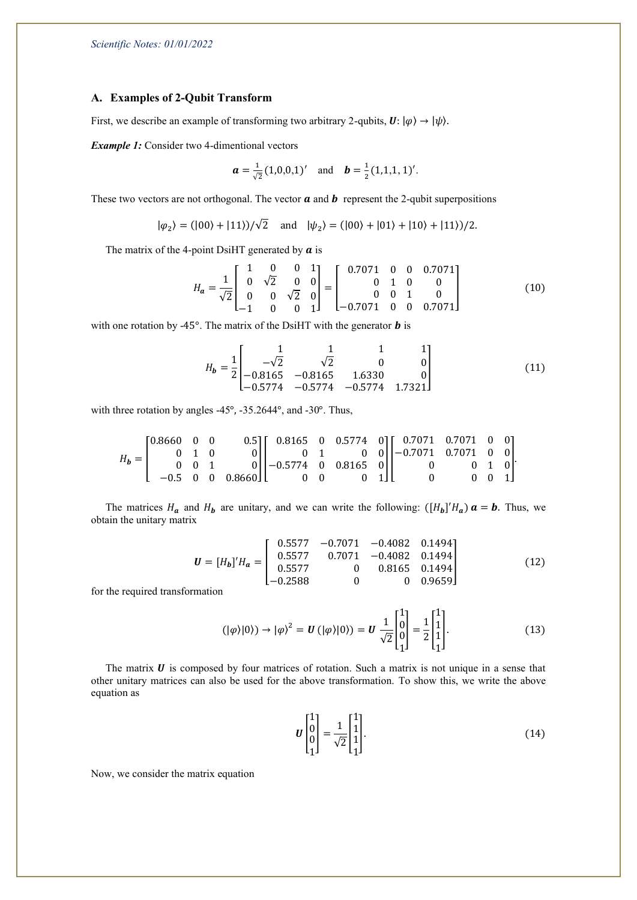## A. Examples of 2-Qubit Transform

First, we describe an example of transforming two arbitrary 2-qubits, $\boldsymbol{U}: |\varphi\rangle \to |\psi\rangle$.

***Example 1:*** Consider two 4-dimentional vectors

$$\boldsymbol{a} = \frac{1}{\sqrt{2}}(1,0,0,1)' \quad \text{and} \quad \boldsymbol{b} = \frac{1}{2}(1,1,1,1)'.$$

These two vectors are not orthogonal. The vector $\boldsymbol{a}$ and $\boldsymbol{b}$ represent the 2-qubit superpositions

$$|\varphi_2\rangle = (|00\rangle + |11\rangle)/\sqrt{2} \quad \text{and} \quad |\psi_2\rangle = (|00\rangle + |01\rangle + |10\rangle + |11\rangle)/2.$$

The matrix of the 4-point DsiHT generated by $\boldsymbol{a}$ is

$$H_{\boldsymbol{a}} = \frac{1}{\sqrt{2}}\begin{bmatrix} 1 & 0 & 0 & 1 \\ 0 & \sqrt{2} & 0 & 0 \\ 0 & 0 & \sqrt{2} & 0 \\ -1 & 0 & 0 & 1 \end{bmatrix} = \begin{bmatrix} 0.7071 & 0 & 0 & 0.7071 \\ 0 & 1 & 0 & 0 \\ 0 & 0 & 1 & 0 \\ -0.7071 & 0 & 0 & 0.7071 \end{bmatrix} \tag{10}$$

with one rotation by -45°. The matrix of the DsiHT with the generator $\boldsymbol{b}$ is

$$H_{\boldsymbol{b}} = \frac{1}{2}\begin{bmatrix} 1 & 1 & 1 & 1 \\ -\sqrt{2} & \sqrt{2} & 0 & 0 \\ -0.8165 & -0.8165 & 1.6330 & 0 \\ -0.5774 & -0.5774 & -0.5774 & 1.7321 \end{bmatrix} \tag{11}$$

with three rotation by angles -45°, -35.2644°, and -30°. Thus,

$$H_{\boldsymbol{b}} = \begin{bmatrix} 0.8660 & 0 & 0 & 0.5 \\ 0 & 1 & 0 & 0 \\ 0 & 0 & 1 & 0 \\ -0.5 & 0 & 0 & 0.8660 \end{bmatrix}\begin{bmatrix} 0.8165 & 0 & 0.5774 & 0 \\ 0 & 1 & 0 & 0 \\ -0.5774 & 0 & 0.8165 & 0 \\ 0 & 0 & 0 & 1 \end{bmatrix}\begin{bmatrix} 0.7071 & 0.7071 & 0 & 0 \\ -0.7071 & 0.7071 & 0 & 0 \\ 0 & 0 & 1 & 0 \\ 0 & 0 & 0 & 1 \end{bmatrix}.$$

The matrices $H_{\boldsymbol{a}}$ and $H_{\boldsymbol{b}}$ are unitary, and we can write the following: $([H_{\boldsymbol{b}}]'H_{\boldsymbol{a}})\,\boldsymbol{a} = \boldsymbol{b}$. Thus, we obtain the unitary matrix

$$\boldsymbol{U} = [H_{\boldsymbol{b}}]'H_{\boldsymbol{a}} = \begin{bmatrix} 0.5577 & -0.7071 & -0.4082 & 0.1494 \\ 0.5577 & 0.7071 & -0.4082 & 0.1494 \\ 0.5577 & 0 & 0.8165 & 0.1494 \\ -0.2588 & 0 & 0 & 0.9659 \end{bmatrix} \tag{12}$$

for the required transformation

$$(|\varphi\rangle|0\rangle) \to |\varphi\rangle^2 = \boldsymbol{U}\,(|\varphi\rangle|0\rangle) = \boldsymbol{U}\,\frac{1}{\sqrt{2}}\begin{bmatrix} 1 \\ 0 \\ 0 \\ 1 \end{bmatrix} = \frac{1}{2}\begin{bmatrix} 1 \\ 1 \\ 1 \\ 1 \end{bmatrix}. \tag{13}$$

The matrix $\boldsymbol{U}$ is composed by four matrices of rotation. Such a matrix is not unique in a sense that other unitary matrices can also be used for the above transformation. To show this, we write the above equation as

$$\boldsymbol{U}\begin{bmatrix} 1 \\ 0 \\ 0 \\ 1 \end{bmatrix} = \frac{1}{\sqrt{2}}\begin{bmatrix} 1 \\ 1 \\ 1 \\ 1 \end{bmatrix}. \tag{14}$$

Now, we consider the matrix equation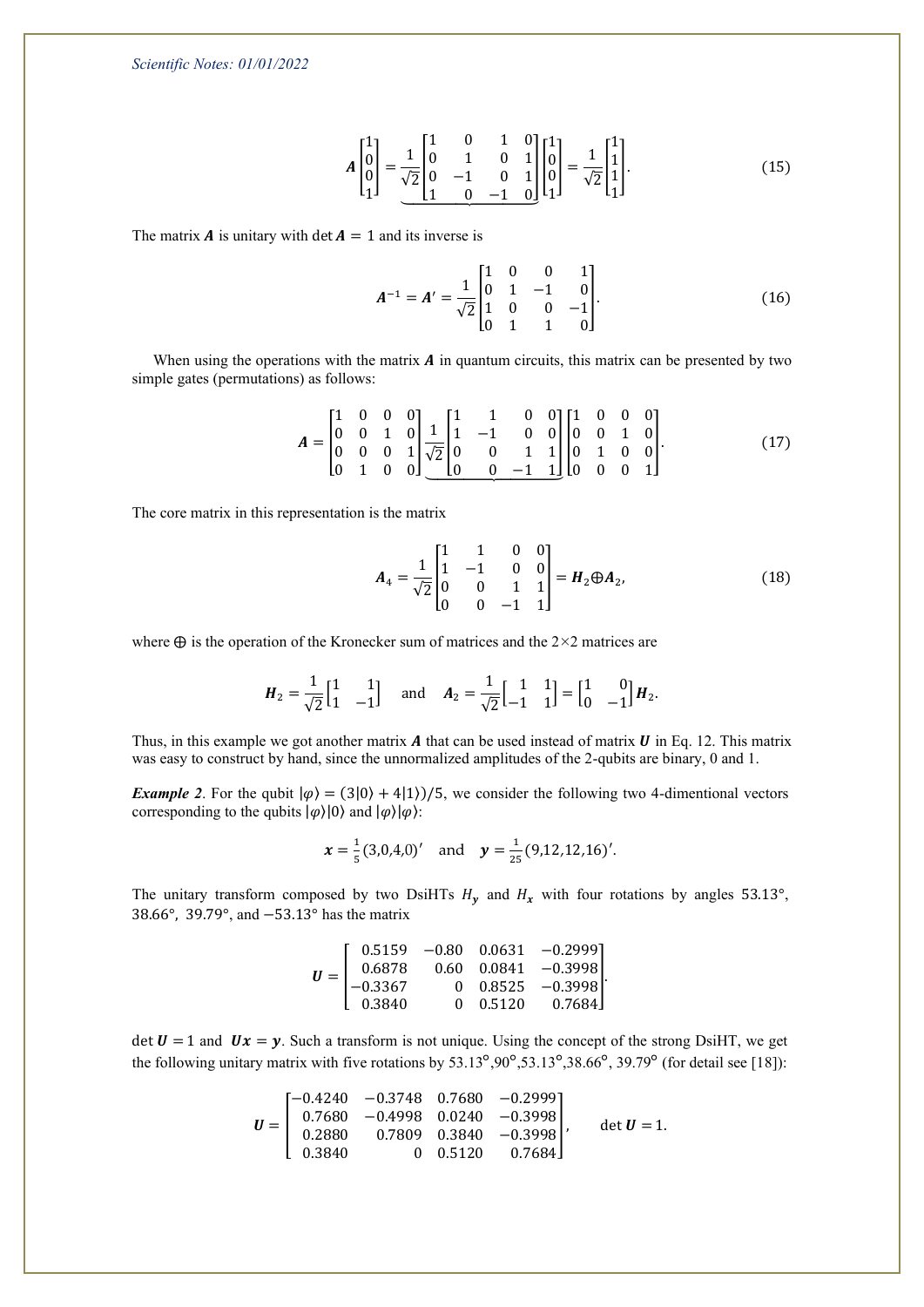$$
\boldsymbol{A}\begin{bmatrix}1\\0\\0\\1\end{bmatrix} = \underbrace{\frac{1}{\sqrt{2}}\begin{bmatrix}1 & 0 & 1 & 0\\0 & 1 & 0 & 1\\0 & -1 & 0 & 1\\1 & 0 & -1 & 0\end{bmatrix}}\begin{bmatrix}1\\0\\0\\1\end{bmatrix} = \frac{1}{\sqrt{2}}\begin{bmatrix}1\\1\\1\\1\end{bmatrix}. \tag{15}
$$

The matrix $\boldsymbol{A}$ is unitary with $\det \boldsymbol{A} = 1$ and its inverse is

$$
\boldsymbol{A}^{-1} = \boldsymbol{A}' = \frac{1}{\sqrt{2}}\begin{bmatrix}1 & 0 & 0 & 1\\0 & 1 & -1 & 0\\1 & 0 & 0 & -1\\0 & 1 & 1 & 0\end{bmatrix}. \tag{16}
$$

When using the operations with the matrix $\boldsymbol{A}$ in quantum circuits, this matrix can be presented by two simple gates (permutations) as follows:

$$
\boldsymbol{A} = \begin{bmatrix}1 & 0 & 0 & 0\\0 & 0 & 1 & 0\\0 & 0 & 0 & 1\\0 & 1 & 0 & 0\end{bmatrix}\underbrace{\frac{1}{\sqrt{2}}\begin{bmatrix}1 & 1 & 0 & 0\\1 & -1 & 0 & 0\\0 & 0 & 1 & 1\\0 & 0 & -1 & 1\end{bmatrix}}\begin{bmatrix}1 & 0 & 0 & 0\\0 & 0 & 1 & 0\\0 & 1 & 0 & 0\\0 & 0 & 0 & 1\end{bmatrix}. \tag{17}
$$

The core matrix in this representation is the matrix

$$
\boldsymbol{A}_4 = \frac{1}{\sqrt{2}}\begin{bmatrix}1 & 1 & 0 & 0\\1 & -1 & 0 & 0\\0 & 0 & 1 & 1\\0 & 0 & -1 & 1\end{bmatrix} = \boldsymbol{H}_2 \oplus \boldsymbol{A}_2, \tag{18}
$$

where $\oplus$ is the operation of the Kronecker sum of matrices and the $2\times 2$ matrices are

$$
\boldsymbol{H}_2 = \frac{1}{\sqrt{2}}\begin{bmatrix}1 & 1\\1 & -1\end{bmatrix} \quad \text{and} \quad \boldsymbol{A}_2 = \frac{1}{\sqrt{2}}\begin{bmatrix}1 & 1\\-1 & 1\end{bmatrix} = \begin{bmatrix}1 & 0\\0 & -1\end{bmatrix}\boldsymbol{H}_2.
$$

Thus, in this example we got another matrix $\boldsymbol{A}$ that can be used instead of matrix $\boldsymbol{U}$ in Eq. 12. This matrix was easy to construct by hand, since the unnormalized amplitudes of the 2-qubits are binary, 0 and 1.

***Example 2***. For the qubit $|\varphi\rangle = (3|0\rangle + 4|1\rangle)/5$, we consider the following two 4-dimentional vectors corresponding to the qubits $|\varphi\rangle|0\rangle$ and $|\varphi\rangle|\varphi\rangle$:

$$
\boldsymbol{x} = \tfrac{1}{5}(3,0,4,0)' \quad \text{and} \quad \boldsymbol{y} = \tfrac{1}{25}(9,12,12,16)'.
$$

The unitary transform composed by two DsiHTs $H_{\boldsymbol{y}}$ and $H_{\boldsymbol{x}}$ with four rotations by angles $53.13°$, $38.66°$, $39.79°$, and $-53.13°$ has the matrix

$$
\boldsymbol{U} = \begin{bmatrix}0.5159 & -0.80 & 0.0631 & -0.2999\\0.6878 & 0.60 & 0.0841 & -0.3998\\-0.3367 & 0 & 0.8525 & -0.3998\\0.3840 & 0 & 0.5120 & 0.7684\end{bmatrix}.
$$

$\det \boldsymbol{U} = 1$ and $\boldsymbol{U}\boldsymbol{x} = \boldsymbol{y}$. Such a transform is not unique. Using the concept of the strong DsiHT, we get the following unitary matrix with five rotations by $53.13°, 90°, 53.13°, 38.66°, 39.79°$ (for detail see [18]):

$$
\boldsymbol{U} = \begin{bmatrix}-0.4240 & -0.3748 & 0.7680 & -0.2999\\0.7680 & -0.4998 & 0.0240 & -0.3998\\0.2880 & 0.7809 & 0.3840 & -0.3998\\0.3840 & 0 & 0.5120 & 0.7684\end{bmatrix}, \qquad \det \boldsymbol{U} = 1.
$$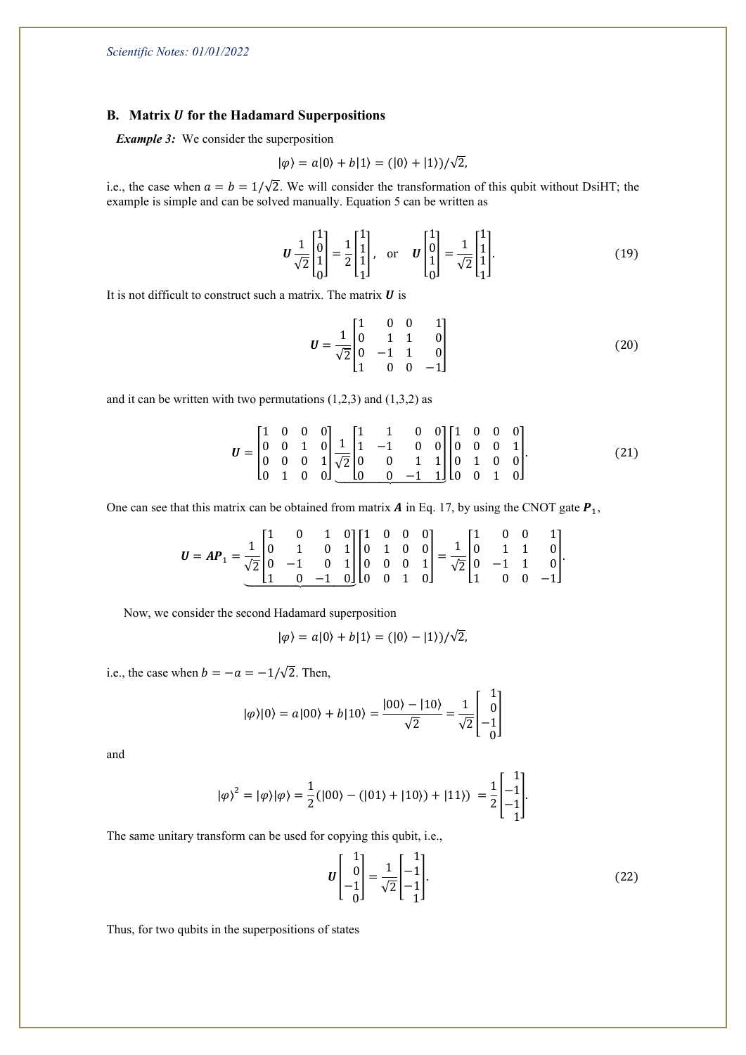## B. Matrix $\boldsymbol{U}$ for the Hadamard Superpositions

***Example 3:*** We consider the superposition

$$|\varphi\rangle = a|0\rangle + b|1\rangle = (|0\rangle + |1\rangle)/\sqrt{2},$$

i.e., the case when $a = b = 1/\sqrt{2}$. We will consider the transformation of this qubit without DsiHT; the example is simple and can be solved manually. Equation 5 can be written as

$$\boldsymbol{U}\frac{1}{\sqrt{2}}\begin{bmatrix}1\\0\\1\\0\end{bmatrix} = \frac{1}{2}\begin{bmatrix}1\\1\\1\\1\end{bmatrix}, \quad \text{or} \quad \boldsymbol{U}\begin{bmatrix}1\\0\\1\\0\end{bmatrix} = \frac{1}{\sqrt{2}}\begin{bmatrix}1\\1\\1\\1\end{bmatrix}. \tag{19}$$

It is not difficult to construct such a matrix. The matrix $\boldsymbol{U}$ is

$$\boldsymbol{U} = \frac{1}{\sqrt{2}}\begin{bmatrix}1 & 0 & 0 & 1\\0 & 1 & 1 & 0\\0 & -1 & 1 & 0\\1 & 0 & 0 & -1\end{bmatrix} \tag{20}$$

and it can be written with two permutations (1,2,3) and (1,3,2) as

$$\boldsymbol{U} = \begin{bmatrix}1 & 0 & 0 & 0\\0 & 0 & 1 & 0\\0 & 0 & 0 & 1\\0 & 1 & 0 & 0\end{bmatrix}\underbrace{\frac{1}{\sqrt{2}}\begin{bmatrix}1 & 1 & 0 & 0\\1 & -1 & 0 & 0\\0 & 0 & 1 & 1\\0 & 0 & -1 & 1\end{bmatrix}}\begin{bmatrix}1 & 0 & 0 & 0\\0 & 0 & 0 & 1\\0 & 1 & 0 & 0\\0 & 0 & 1 & 0\end{bmatrix}. \tag{21}$$

One can see that this matrix can be obtained from matrix $\boldsymbol{A}$ in Eq. 17, by using the CNOT gate $\boldsymbol{P}_1$,

$$\boldsymbol{U} = \boldsymbol{A}\boldsymbol{P}_1 = \underbrace{\frac{1}{\sqrt{2}}\begin{bmatrix}1 & 0 & 1 & 0\\0 & 1 & 0 & 1\\0 & -1 & 0 & 1\\1 & 0 & -1 & 0\end{bmatrix}}\begin{bmatrix}1 & 0 & 0 & 0\\0 & 1 & 0 & 0\\0 & 0 & 0 & 1\\0 & 0 & 1 & 0\end{bmatrix} = \frac{1}{\sqrt{2}}\begin{bmatrix}1 & 0 & 0 & 1\\0 & 1 & 1 & 0\\0 & -1 & 1 & 0\\1 & 0 & 0 & -1\end{bmatrix}.$$

Now, we consider the second Hadamard superposition

$$|\varphi\rangle = a|0\rangle + b|1\rangle = (|0\rangle - |1\rangle)/\sqrt{2},$$

i.e., the case when $b = -a = -1/\sqrt{2}$. Then,

$$|\varphi\rangle|0\rangle = a|00\rangle + b|10\rangle = \frac{|00\rangle - |10\rangle}{\sqrt{2}} = \frac{1}{\sqrt{2}}\begin{bmatrix}1\\0\\-1\\0\end{bmatrix}$$

and

$$|\varphi\rangle^2 = |\varphi\rangle|\varphi\rangle = \frac{1}{2}(|00\rangle - (|01\rangle + |10\rangle) + |11\rangle) = \frac{1}{2}\begin{bmatrix}1\\-1\\-1\\1\end{bmatrix}.$$

The same unitary transform can be used for copying this qubit, i.e.,

$$\boldsymbol{U}\begin{bmatrix}1\\0\\-1\\0\end{bmatrix} = \frac{1}{\sqrt{2}}\begin{bmatrix}1\\-1\\-1\\1\end{bmatrix}. \tag{22}$$

Thus, for two qubits in the superpositions of states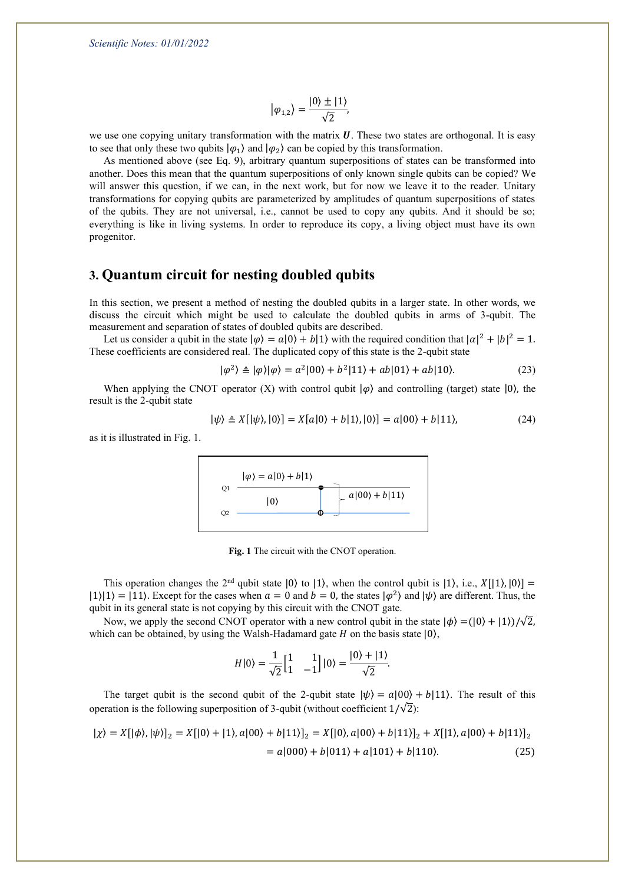$$|\varphi_{1,2}\rangle = \frac{|0\rangle \pm |1\rangle}{\sqrt{2}},$$

we use one copying unitary transformation with the matrix $\boldsymbol{U}$. These two states are orthogonal. It is easy to see that only these two qubits $|\varphi_1\rangle$ and $|\varphi_2\rangle$ can be copied by this transformation.

As mentioned above (see Eq. 9), arbitrary quantum superpositions of states can be transformed into another. Does this mean that the quantum superpositions of only known single qubits can be copied? We will answer this question, if we can, in the next work, but for now we leave it to the reader. Unitary transformations for copying qubits are parameterized by amplitudes of quantum superpositions of states of the qubits. They are not universal, i.e., cannot be used to copy any qubits. And it should be so; everything is like in living systems. In order to reproduce its copy, a living object must have its own progenitor.

## 3. Quantum circuit for nesting doubled qubits

In this section, we present a method of nesting the doubled qubits in a larger state. In other words, we discuss the circuit which might be used to calculate the doubled qubits in arms of 3-qubit. The measurement and separation of states of doubled qubits are described.

Let us consider a qubit in the state $|\varphi\rangle = a|0\rangle + b|1\rangle$ with the required condition that $|\alpha|^2 + |b|^2 = 1$. These coefficients are considered real. The duplicated copy of this state is the 2-qubit state

$$|\varphi^2\rangle \triangleq |\varphi\rangle|\varphi\rangle = a^2|00\rangle + b^2|11\rangle + ab|01\rangle + ab|10\rangle. \tag{23}$$

When applying the CNOT operator (X) with control qubit $|\varphi\rangle$ and controlling (target) state $|0\rangle$, the result is the 2-qubit state

$$|\psi\rangle \triangleq X[|\psi\rangle, |0\rangle] = X[a|0\rangle + b|1\rangle, |0\rangle] = a|00\rangle + b|11\rangle, \tag{24}$$

as it is illustrated in Fig. 1.

Q1: $|\varphi\rangle = a|0\rangle + b|1\rangle$; Q2: $|0\rangle$; output: $a|00\rangle + b|11\rangle$

**Fig. 1** The circuit with the CNOT operation.

This operation changes the 2nd qubit state $|0\rangle$ to $|1\rangle$, when the control qubit is $|1\rangle$, i.e., $X[|1\rangle, |0\rangle] = |1\rangle|1\rangle = |11\rangle$. Except for the cases when $a = 0$ and $b = 0$, the states $|\varphi^2\rangle$ and $|\psi\rangle$ are different. Thus, the qubit in its general state is not copying by this circuit with the CNOT gate.

Now, we apply the second CNOT operator with a new control qubit in the state $|\phi\rangle = (|0\rangle + |1\rangle)/\sqrt{2}$, which can be obtained, by using the Walsh-Hadamard gate $H$ on the basis state $|0\rangle$,

$$H|0\rangle = \frac{1}{\sqrt{2}}\begin{bmatrix} 1 & 1 \\ 1 & -1 \end{bmatrix}|0\rangle = \frac{|0\rangle + |1\rangle}{\sqrt{2}}.$$

The target qubit is the second qubit of the 2-qubit state $|\psi\rangle = a|00\rangle + b|11\rangle$. The result of this operation is the following superposition of 3-qubit (without coefficient $1/\sqrt{2}$):

$$\begin{aligned} |\chi\rangle = X[|\phi\rangle, |\psi\rangle]_2 = X[|0\rangle + |1\rangle, a|00\rangle + b|11\rangle]_2 = X[|0\rangle, a|00\rangle + b|11\rangle]_2 + X[|1\rangle, a|00\rangle + b|11\rangle]_2 \\ = a|000\rangle + b|011\rangle + a|101\rangle + b|110\rangle. \end{aligned} \tag{25}$$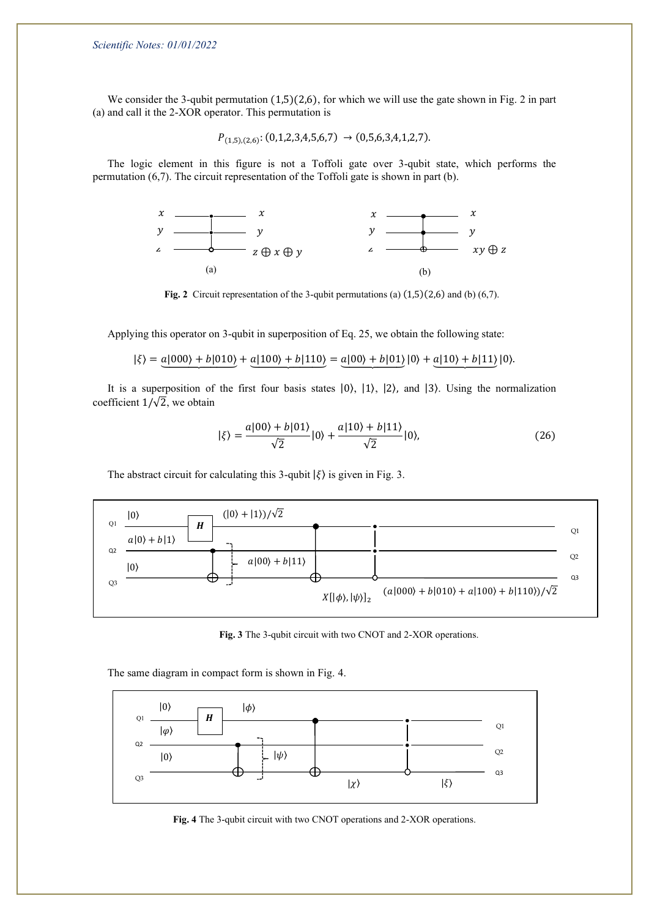We consider the 3-qubit permutation $(1,5)(2,6)$, for which we will use the gate shown in Fig. 2 in part (a) and call it the 2-XOR operator. This permutation is

$$P_{(1,5),(2,6)}: (0,1,2,3,4,5,6,7) \rightarrow (0,5,6,3,4,1,2,7).$$

The logic element in this figure is not a Toffoli gate over 3-qubit state, which performs the permutation $(6,7)$. The circuit representation of the Toffoli gate is shown in part (b).

**Fig. 2** Circuit representation of the 3-qubit permutations (a) $(1,5)(2,6)$ and (b) $(6,7)$.

Applying this operator on 3-qubit in superposition of Eq. 25, we obtain the following state:

$$|\xi\rangle = \underbrace{a|000\rangle + b|010\rangle} + \underbrace{a|100\rangle + b|110\rangle} = \underbrace{a|00\rangle + b|01\rangle}|0\rangle + \underbrace{a|10\rangle + b|11\rangle}|0\rangle.$$

It is a superposition of the first four basis states $|0\rangle$, $|1\rangle$, $|2\rangle$, and $|3\rangle$. Using the normalization coefficient $1/\sqrt{2}$, we obtain

$$|\xi\rangle = \frac{a|00\rangle + b|01\rangle}{\sqrt{2}}|0\rangle + \frac{a|10\rangle + b|11\rangle}{\sqrt{2}}|0\rangle, \tag{26}$$

The abstract circuit for calculating this 3-qubit $|\xi\rangle$ is given in Fig. 3.

**Fig. 3** The 3-qubit circuit with two CNOT and 2-XOR operations.

The same diagram in compact form is shown in Fig. 4.

**Fig. 4** The 3-qubit circuit with two CNOT operations and 2-XOR operations.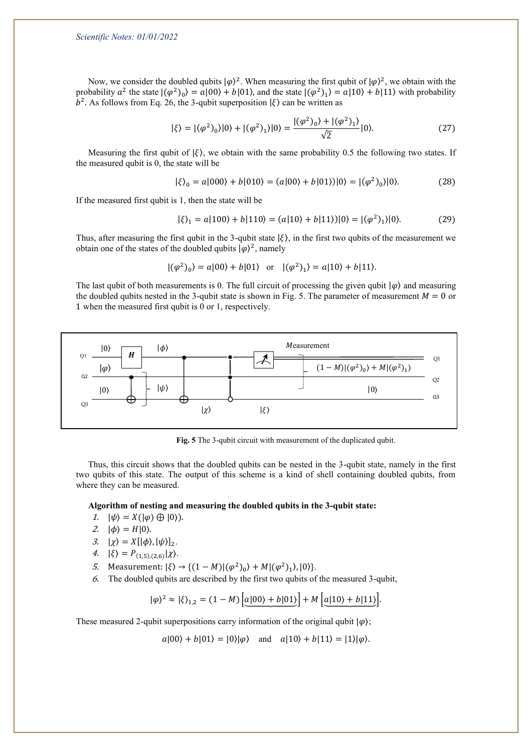Now, we consider the doubled qubits $|\varphi\rangle^2$. When measuring the first qubit of $|\varphi\rangle^2$, we obtain with the probability $a^2$ the state $|(\varphi^2)_0\rangle = a|00\rangle + b|01\rangle$, and the state $|(\varphi^2)_1\rangle = a|10\rangle + b|11\rangle$ with probability $b^2$. As follows from Eq. 26, the 3-qubit superposition $|\xi\rangle$ can be written as

$$|\xi\rangle = |(\varphi^2)_0\rangle|0\rangle + |(\varphi^2)_1\rangle|0\rangle = \frac{|(\varphi^2)_0\rangle + |(\varphi^2)_1\rangle}{\sqrt{2}}|0\rangle. \tag{27}$$

Measuring the first qubit of $|\xi\rangle$, we obtain with the same probability 0.5 the following two states. If the measured qubit is 0, the state will be

$$|\xi\rangle_0 = a|000\rangle + b|010\rangle = (a|00\rangle + b|01\rangle)|0\rangle = |(\varphi^2)_0\rangle|0\rangle. \tag{28}$$

If the measured first qubit is 1, then the state will be

$$|\xi\rangle_1 = a|100\rangle + b|110\rangle = (a|10\rangle + b|11\rangle)|0\rangle = |(\varphi^2)_1\rangle|0\rangle. \tag{29}$$

Thus, after measuring the first qubit in the 3-qubit state $|\xi\rangle$, in the first two qubits of the measurement we obtain one of the states of the doubled qubits $|\varphi\rangle^2$, namely

$$|(\varphi^2)_0\rangle = a|00\rangle + b|01\rangle \quad \text{or} \quad |(\varphi^2)_1\rangle = a|10\rangle + b|11\rangle.$$

The last qubit of both measurements is 0. The full circuit of processing the given qubit $|\varphi\rangle$ and measuring the doubled qubits nested in the 3-qubit state is shown in Fig. 5. The parameter of measurement $M = 0$ or 1 when the measured first qubit is 0 or 1, respectively.

**Fig. 5** The 3-qubit circuit with measurement of the duplicated qubit.

Thus, this circuit shows that the doubled qubits can be nested in the 3-qubit state, namely in the first two qubits of this state. The output of this scheme is a kind of shell containing doubled qubits, from where they can be measured.

**Algorithm of nesting and measuring the doubled qubits in the 3-qubit state:**

1. $|\psi\rangle = X(|\varphi\rangle \oplus |0\rangle)$.
2. $|\phi\rangle = H|0\rangle$.
3. $|\chi\rangle = X[|\phi\rangle, |\psi\rangle]_2$.
4. $|\xi\rangle = P_{(1,5),(2,6)}|\chi\rangle$.
5. Measurement: $|\xi\rangle \to \{(1-M)|(\varphi^2)_0\rangle + M|(\varphi^2)_1\rangle, |0\rangle\}$.
6. The doubled qubits are described by the first two qubits of the measured 3-qubit,

$$|\varphi\rangle^2 \approx |\xi\rangle_{1,2} = (1-M)\left[\underbrace{a|00\rangle + b|01\rangle}\right] + M\left[\underbrace{a|10\rangle + b|11\rangle}\right].$$

These measured 2-qubit superpositions carry information of the original qubit $|\varphi\rangle$;

$$a|00\rangle + b|01\rangle = |0\rangle|\varphi\rangle \quad \text{and} \quad a|10\rangle + b|11\rangle = |1\rangle|\varphi\rangle.$$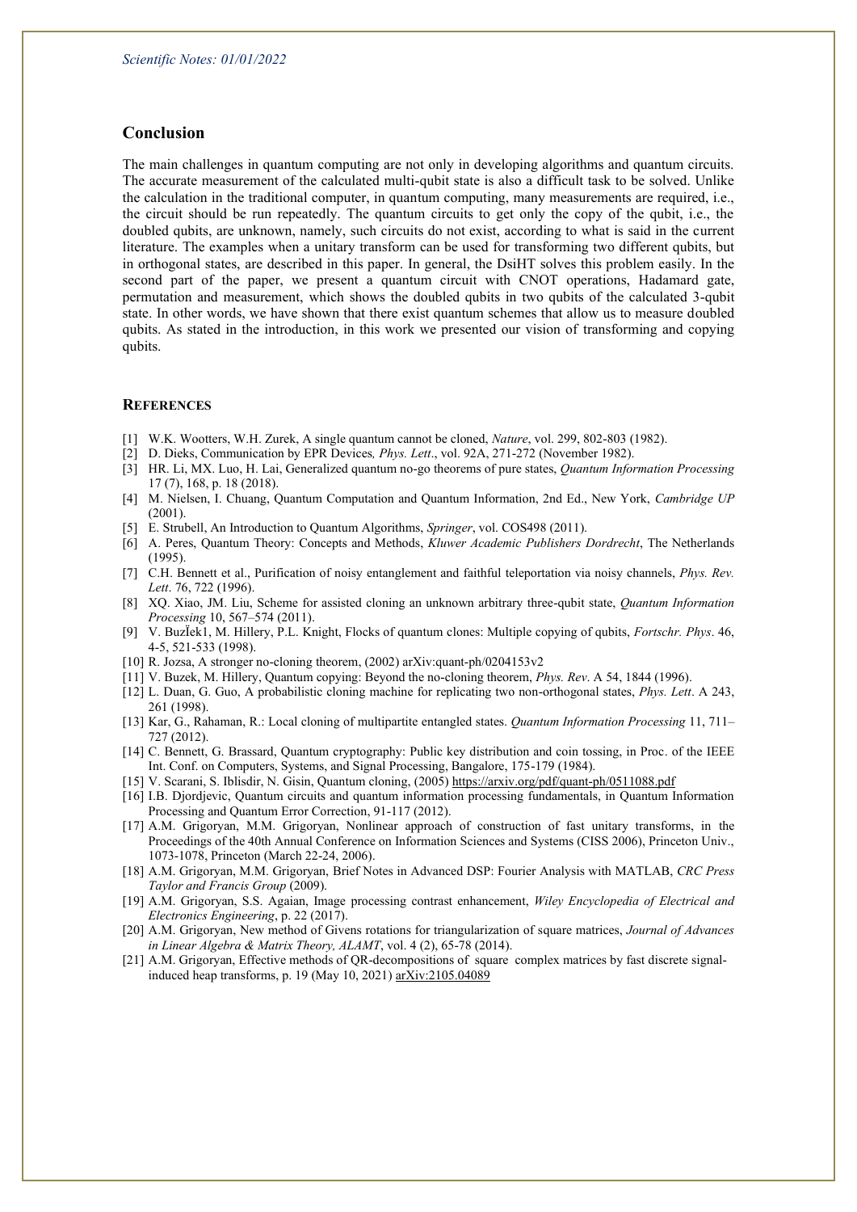## Conclusion

The main challenges in quantum computing are not only in developing algorithms and quantum circuits. The accurate measurement of the calculated multi-qubit state is also a difficult task to be solved. Unlike the calculation in the traditional computer, in quantum computing, many measurements are required, i.e., the circuit should be run repeatedly. The quantum circuits to get only the copy of the qubit, i.e., the doubled qubits, are unknown, namely, such circuits do not exist, according to what is said in the current literature. The examples when a unitary transform can be used for transforming two different qubits, but in orthogonal states, are described in this paper. In general, the DsiHT solves this problem easily. In the second part of the paper, we present a quantum circuit with CNOT operations, Hadamard gate, permutation and measurement, which shows the doubled qubits in two qubits of the calculated 3-qubit state. In other words, we have shown that there exist quantum schemes that allow us to measure doubled qubits. As stated in the introduction, in this work we presented our vision of transforming and copying qubits.

### REFERENCES

[1] W.K. Wootters, W.H. Zurek, A single quantum cannot be cloned, *Nature*, vol. 299, 802-803 (1982).

[2] D. Dieks, Communication by EPR Devices*, Phys. Lett*., vol. 92A, 271-272 (November 1982).

[3] HR. Li, MX. Luo, H. Lai, Generalized quantum no-go theorems of pure states, *Quantum Information Processing* 17 (7), 168, p. 18 (2018).

[4] M. Nielsen, I. Chuang, Quantum Computation and Quantum Information, 2nd Ed., New York, *Cambridge UP* (2001).

[5] E. Strubell, An Introduction to Quantum Algorithms, *Springer*, vol. COS498 (2011).

[6] A. Peres, Quantum Theory: Concepts and Methods, *Kluwer Academic Publishers Dordrecht*, The Netherlands (1995).

[7] C.H. Bennett et al., Purification of noisy entanglement and faithful teleportation via noisy channels, *Phys. Rev. Lett*. 76, 722 (1996).

[8] XQ. Xiao, JM. Liu, Scheme for assisted cloning an unknown arbitrary three-qubit state, *Quantum Information Processing* 10, 567–574 (2011).

[9] V. BuzÏek1, M. Hillery, P.L. Knight, Flocks of quantum clones: Multiple copying of qubits, *Fortschr. Phys*. 46, 4-5, 521-533 (1998).

[10] R. Jozsa, A stronger no-cloning theorem, (2002) arXiv:quant-ph/0204153v2

[11] V. Buzek, M. Hillery, Quantum copying: Beyond the no-cloning theorem, *Phys. Rev*. A 54, 1844 (1996).

[12] L. Duan, G. Guo, A probabilistic cloning machine for replicating two non-orthogonal states, *Phys. Lett*. A 243, 261 (1998).

[13] Kar, G., Rahaman, R.: Local cloning of multipartite entangled states. *Quantum Information Processing* 11, 711–727 (2012).

[14] C. Bennett, G. Brassard, Quantum cryptography: Public key distribution and coin tossing, in Proc. of the IEEE Int. Conf. on Computers, Systems, and Signal Processing, Bangalore, 175-179 (1984).

[15] V. Scarani, S. Iblisdir, N. Gisin, Quantum cloning, (2005) https://arxiv.org/pdf/quant-ph/0511088.pdf

[16] I.B. Djordjevic, Quantum circuits and quantum information processing fundamentals, in Quantum Information Processing and Quantum Error Correction, 91-117 (2012).

[17] A.M. Grigoryan, M.M. Grigoryan, Nonlinear approach of construction of fast unitary transforms, in the Proceedings of the 40th Annual Conference on Information Sciences and Systems (CISS 2006), Princeton Univ., 1073-1078, Princeton (March 22-24, 2006).

[18] A.M. Grigoryan, M.M. Grigoryan, Brief Notes in Advanced DSP: Fourier Analysis with MATLAB, *CRC Press Taylor and Francis Group* (2009).

[19] A.M. Grigoryan, S.S. Agaian, Image processing contrast enhancement, *Wiley Encyclopedia of Electrical and Electronics Engineering*, p. 22 (2017).

[20] A.M. Grigoryan, New method of Givens rotations for triangularization of square matrices, *Journal of Advances in Linear Algebra & Matrix Theory, ALAMT*, vol. 4 (2), 65-78 (2014).

[21] A.M. Grigoryan, Effective methods of QR-decompositions of square complex matrices by fast discrete signal-induced heap transforms, p. 19 (May 10, 2021) arXiv:2105.04089